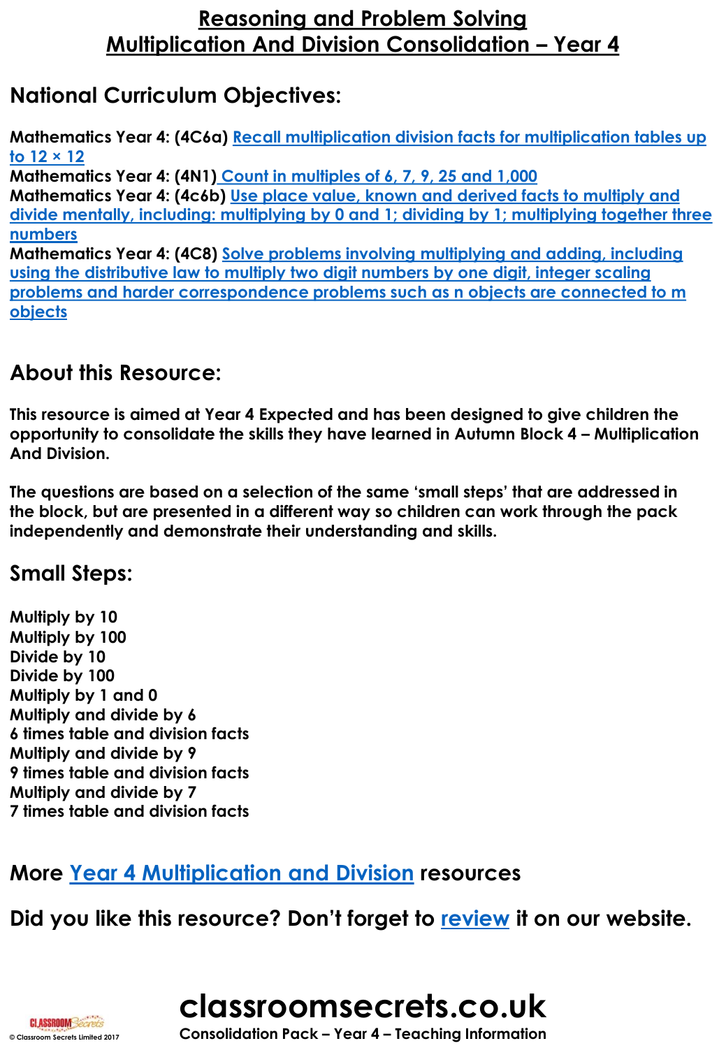# Reasoning and Problem Solving
# Multiplication And Division Consolidation – Year 4

## National Curriculum Objectives:

**Mathematics Year 4: (4C6a)** Recall multiplication division facts for multiplication tables up to 12 × 12
**Mathematics Year 4: (4N1)** Count in multiples of 6, 7, 9, 25 and 1,000
**Mathematics Year 4: (4c6b)** Use place value, known and derived facts to multiply and divide mentally, including: multiplying by 0 and 1; dividing by 1; multiplying together three numbers
**Mathematics Year 4: (4C8)** Solve problems involving multiplying and adding, including using the distributive law to multiply two digit numbers by one digit, integer scaling problems and harder correspondence problems such as n objects are connected to m objects

## About this Resource:

**This resource is aimed at Year 4 Expected and has been designed to give children the opportunity to consolidate the skills they have learned in Autumn Block 4 – Multiplication And Division.**

**The questions are based on a selection of the same 'small steps' that are addressed in the block, but are presented in a different way so children can work through the pack independently and demonstrate their understanding and skills.**

## Small Steps:

**Multiply by 10**
**Multiply by 100**
**Divide by 10**
**Divide by 100**
**Multiply by 1 and 0**
**Multiply and divide by 6**
**6 times table and division facts**
**Multiply and divide by 9**
**9 times table and division facts**
**Multiply and divide by 7**
**7 times table and division facts**

## More Year 4 Multiplication and Division resources

## Did you like this resource? Don't forget to review it on our website.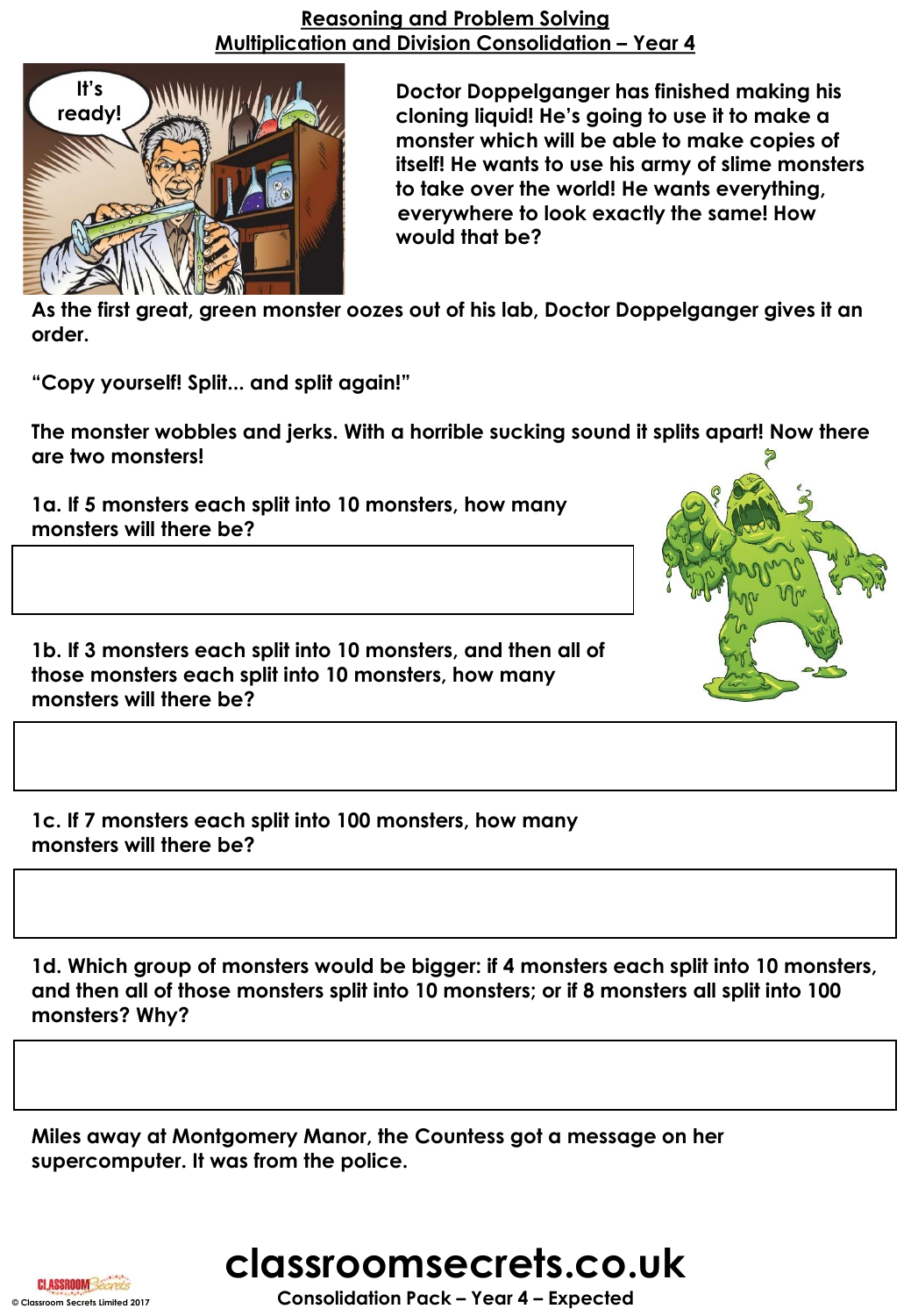## Reasoning and Problem Solving
## Multiplication and Division Consolidation – Year 4

**Doctor Doppelganger has finished making his cloning liquid! He's going to use it to make a monster which will be able to make copies of itself! He wants to use his army of slime monsters to take over the world! He wants everything, everywhere to look exactly the same! How would that be?**

**As the first great, green monster oozes out of his lab, Doctor Doppelganger gives it an order.**

**"Copy yourself! Split... and split again!"**

**The monster wobbles and jerks. With a horrible sucking sound it splits apart! Now there are two monsters!**

**1a. If 5 monsters each split into 10 monsters, how many monsters will there be?**

**1b. If 3 monsters each split into 10 monsters, and then all of those monsters each split into 10 monsters, how many monsters will there be?**

**1c. If 7 monsters each split into 100 monsters, how many monsters will there be?**

**1d. Which group of monsters would be bigger: if 4 monsters each split into 10 monsters, and then all of those monsters split into 10 monsters; or if 8 monsters all split into 100 monsters? Why?**

**Miles away at Montgomery Manor, the Countess got a message on her supercomputer. It was from the police.**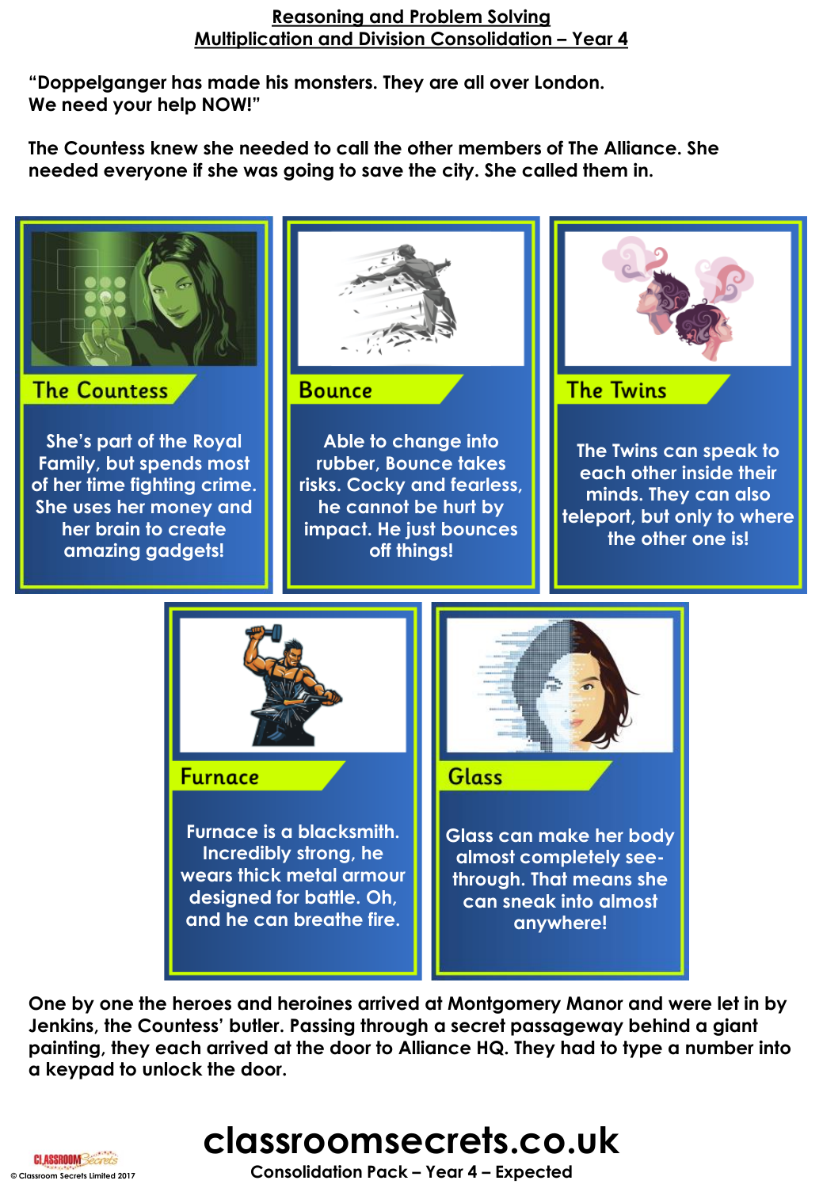# Reasoning and Problem Solving
## Multiplication and Division Consolidation – Year 4

**"Doppelganger has made his monsters. They are all over London. We need your help NOW!"**

**The Countess knew she needed to call the other members of The Alliance. She needed everyone if she was going to save the city. She called them in.**

### The Countess

She's part of the Royal Family, but spends most of her time fighting crime. She uses her money and her brain to create amazing gadgets!

### Bounce

Able to change into rubber, Bounce takes risks. Cocky and fearless, he cannot be hurt by impact. He just bounces off things!

### The Twins

The Twins can speak to each other inside their minds. They can also teleport, but only to where the other one is!

### Furnace

Furnace is a blacksmith. Incredibly strong, he wears thick metal armour designed for battle. Oh, and he can breathe fire.

### Glass

Glass can make her body almost completely see-through. That means she can sneak into almost anywhere!

**One by one the heroes and heroines arrived at Montgomery Manor and were let in by Jenkins, the Countess' butler. Passing through a secret passageway behind a giant painting, they each arrived at the door to Alliance HQ. They had to type a number into a keypad to unlock the door.**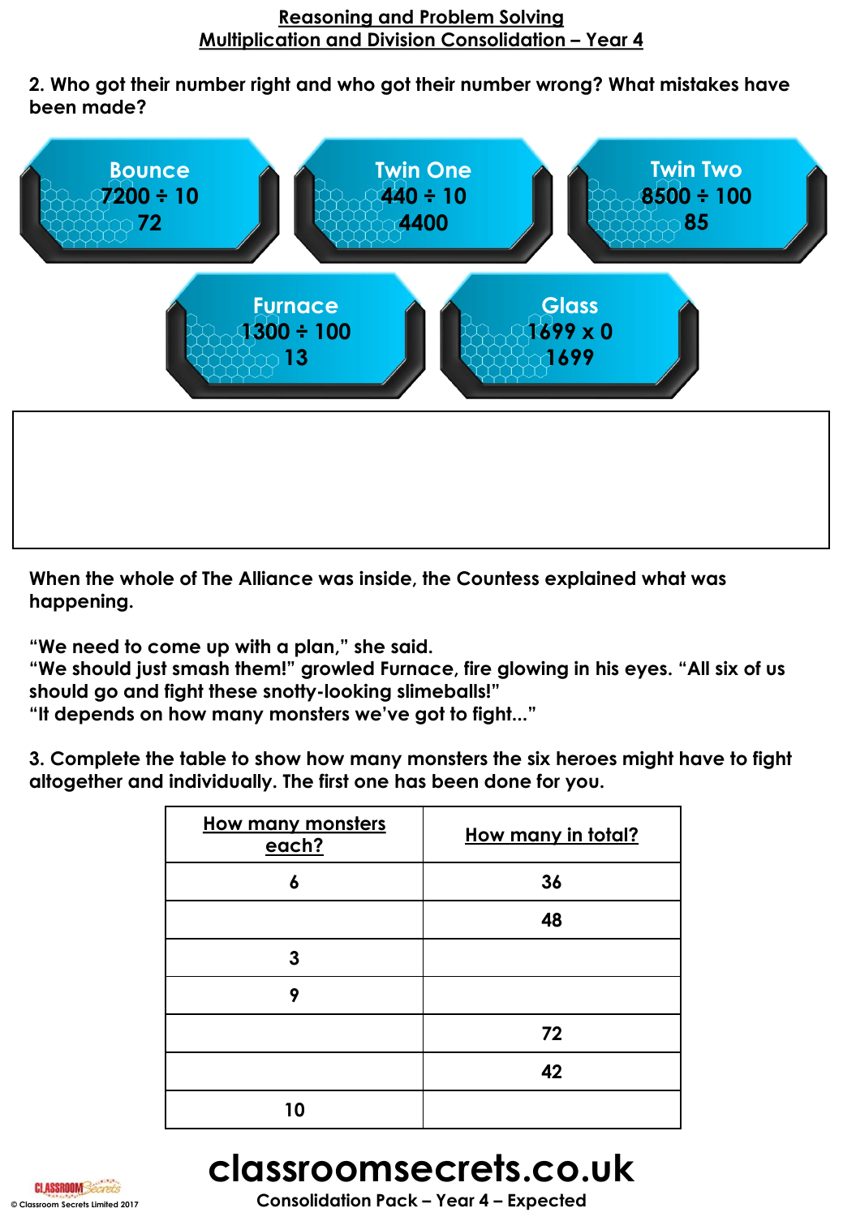## Reasoning and Problem Solving
## Multiplication and Division Consolidation – Year 4

**2. Who got their number right and who got their number wrong? What mistakes have been made?**

**Bounce**
7200 ÷ 10
72

**Twin One**
440 ÷ 10
4400

**Twin Two**
8500 ÷ 100
85

**Furnace**
1300 ÷ 100
13

**Glass**
1699 x 0
1699

**When the whole of The Alliance was inside, the Countess explained what was happening.**

**"We need to come up with a plan," she said.**
**"We should just smash them!" growled Furnace, fire glowing in his eyes. "All six of us should go and fight these snotty-looking slimeballs!"**
**"It depends on how many monsters we've got to fight..."**

**3. Complete the table to show how many monsters the six heroes might have to fight altogether and individually. The first one has been done for you.**

| How many monsters each? | How many in total? |
|---|---|
| 6 | 36 |
| | 48 |
| 3 | |
| 9 | |
| | 72 |
| | 42 |
| 10 | |

**Consolidation Pack – Year 4 – Expected**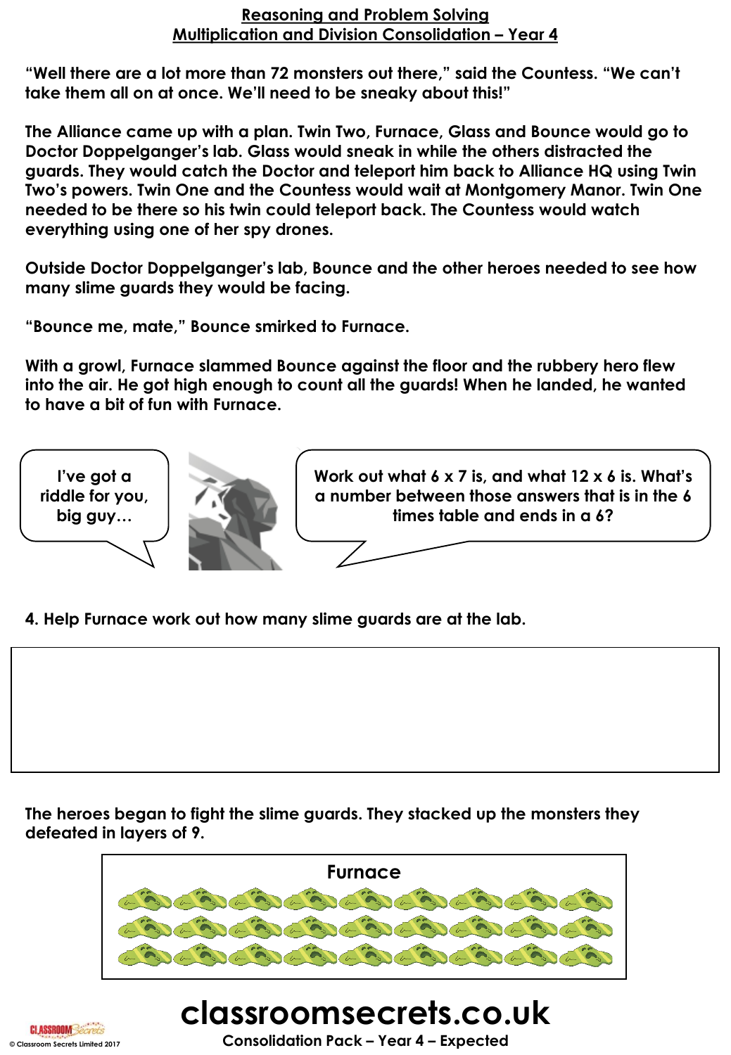## Reasoning and Problem Solving
## Multiplication and Division Consolidation – Year 4

**"Well there are a lot more than 72 monsters out there," said the Countess. "We can't take them all on at once. We'll need to be sneaky about this!"**

**The Alliance came up with a plan. Twin Two, Furnace, Glass and Bounce would go to Doctor Doppelganger's lab. Glass would sneak in while the others distracted the guards. They would catch the Doctor and teleport him back to Alliance HQ using Twin Two's powers. Twin One and the Countess would wait at Montgomery Manor. Twin One needed to be there so his twin could teleport back. The Countess would watch everything using one of her spy drones.**

**Outside Doctor Doppelganger's lab, Bounce and the other heroes needed to see how many slime guards they would be facing.**

**"Bounce me, mate," Bounce smirked to Furnace.**

**With a growl, Furnace slammed Bounce against the floor and the rubbery hero flew into the air. He got high enough to count all the guards! When he landed, he wanted to have a bit of fun with Furnace.**

**I've got a riddle for you, big guy…**

**Work out what 6 x 7 is, and what 12 x 6 is. What's a number between those answers that is in the 6 times table and ends in a 6?**

**4. Help Furnace work out how many slime guards are at the lab.**

**The heroes began to fight the slime guards. They stacked up the monsters they defeated in layers of 9.**

**Furnace**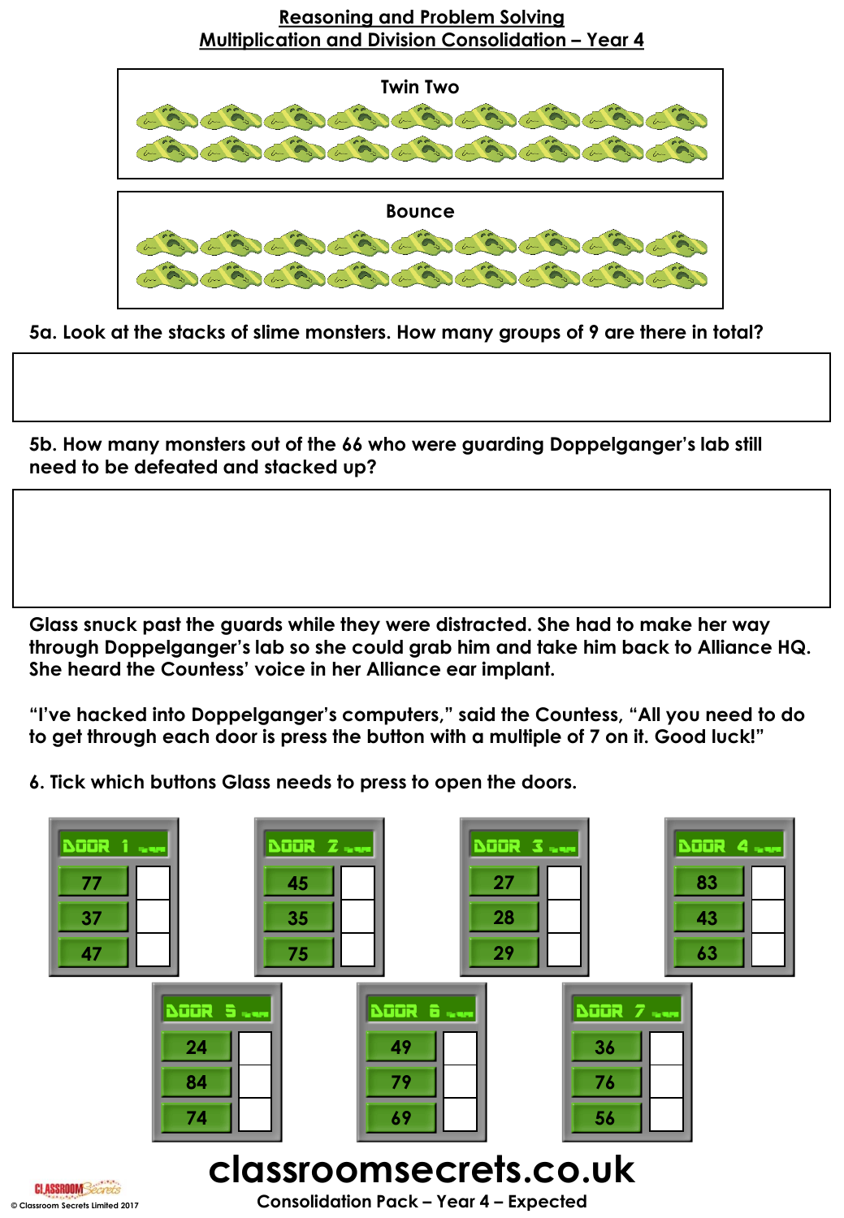## Reasoning and Problem Solving
## Multiplication and Division Consolidation – Year 4

**Twin Two**

**Bounce**

**5a. Look at the stacks of slime monsters. How many groups of 9 are there in total?**

**5b. How many monsters out of the 66 who were guarding Doppelganger's lab still need to be defeated and stacked up?**

**Glass snuck past the guards while they were distracted. She had to make her way through Doppelganger's lab so she could grab him and take him back to Alliance HQ. She heard the Countess' voice in her Alliance ear implant.**

**"I've hacked into Doppelganger's computers," said the Countess, "All you need to do to get through each door is press the button with a multiple of 7 on it. Good luck!"**

**6. Tick which buttons Glass needs to press to open the doors.**

| DOOR 1 | |
|---|---|
| 77 | |
| 37 | |
| 47 | |

| DOOR 2 | |
|---|---|
| 45 | |
| 35 | |
| 75 | |

| DOOR 3 | |
|---|---|
| 27 | |
| 28 | |
| 29 | |

| DOOR 4 | |
|---|---|
| 83 | |
| 43 | |
| 63 | |

| DOOR 5 | |
|---|---|
| 24 | |
| 84 | |
| 74 | |

| DOOR 6 | |
|---|---|
| 49 | |
| 79 | |
| 69 | |

| DOOR 7 | |
|---|---|
| 36 | |
| 76 | |
| 56 | |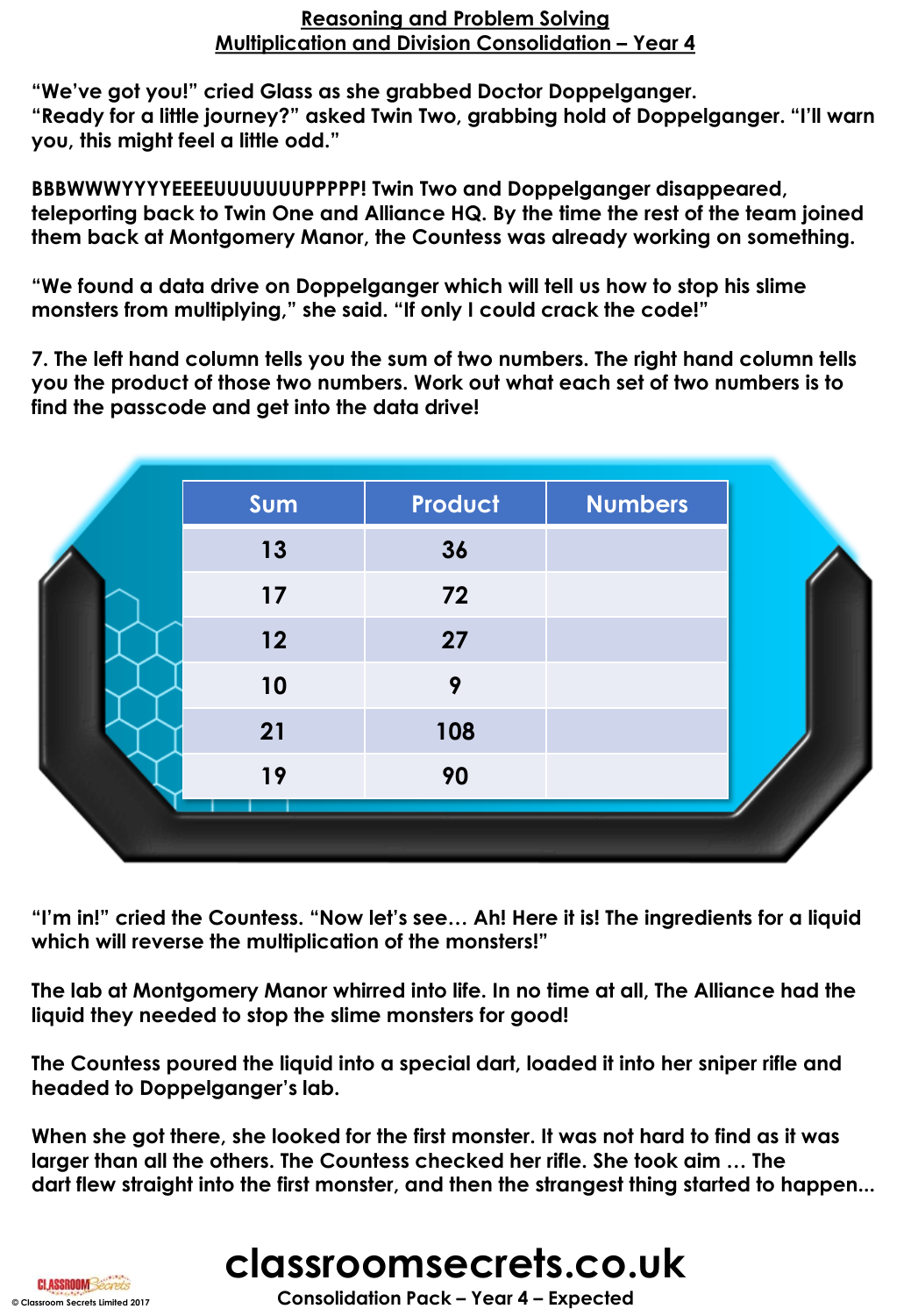# Reasoning and Problem Solving
## Multiplication and Division Consolidation – Year 4

**"We've got you!" cried Glass as she grabbed Doctor Doppelganger.**
**"Ready for a little journey?" asked Twin Two, grabbing hold of Doppelganger. "I'll warn you, this might feel a little odd."**

**BBBWWWYYYYEEEEUUUUUUUPPPPP! Twin Two and Doppelganger disappeared, teleporting back to Twin One and Alliance HQ. By the time the rest of the team joined them back at Montgomery Manor, the Countess was already working on something.**

**"We found a data drive on Doppelganger which will tell us how to stop his slime monsters from multiplying," she said. "If only I could crack the code!"**

**7. The left hand column tells you the sum of two numbers. The right hand column tells you the product of those two numbers. Work out what each set of two numbers is to find the passcode and get into the data drive!**

| Sum | Product | Numbers |
|---|---|---|
| 13 | 36 | |
| 17 | 72 | |
| 12 | 27 | |
| 10 | 9 | |
| 21 | 108 | |
| 19 | 90 | |

**"I'm in!" cried the Countess. "Now let's see… Ah! Here it is! The ingredients for a liquid which will reverse the multiplication of the monsters!"**

**The lab at Montgomery Manor whirred into life. In no time at all, The Alliance had the liquid they needed to stop the slime monsters for good!**

**The Countess poured the liquid into a special dart, loaded it into her sniper rifle and headed to Doppelganger's lab.**

**When she got there, she looked for the first monster. It was not hard to find as it was larger than all the others. The Countess checked her rifle. She took aim … The dart flew straight into the first monster, and then the strangest thing started to happen...**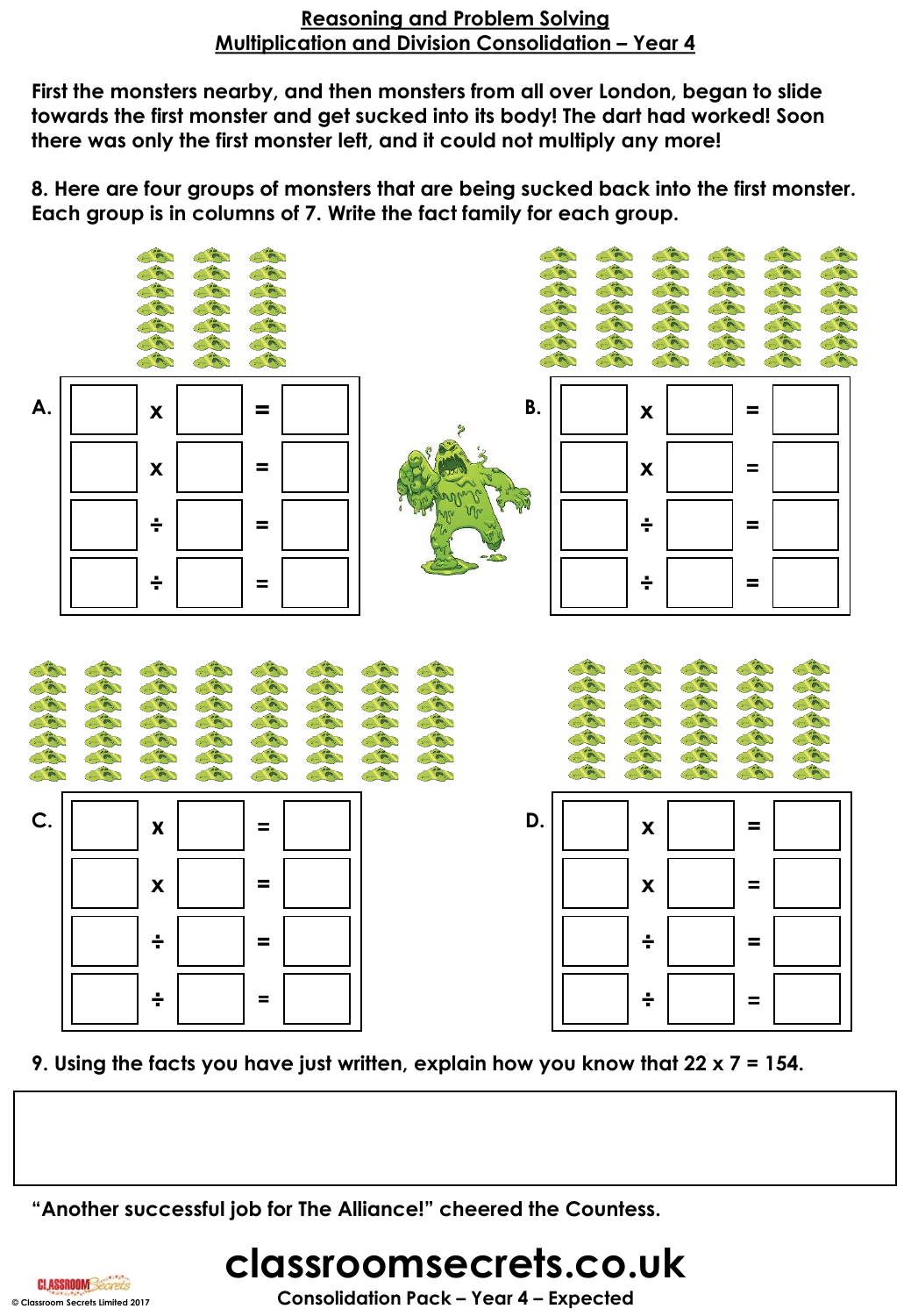## Reasoning and Problem Solving
## Multiplication and Division Consolidation – Year 4

**First the monsters nearby, and then monsters from all over London, began to slide towards the first monster and get sucked into its body! The dart had worked! Soon there was only the first monster left, and it could not multiply any more!**

**8. Here are four groups of monsters that are being sucked back into the first monster. Each group is in columns of 7. Write the fact family for each group.**

**A.**

| | | | | |
|---|---|---|---|---|
| | x | | = | |
| | x | | = | |
| | ÷ | | = | |
| | ÷ | | = | |

**B.**

| | | | | |
|---|---|---|---|---|
| | x | | = | |
| | x | | = | |
| | ÷ | | = | |
| | ÷ | | = | |

**C.**

| | | | | |
|---|---|---|---|---|
| | x | | = | |
| | x | | = | |
| | ÷ | | = | |
| | ÷ | | = | |

**D.**

| | | | | |
|---|---|---|---|---|
| | x | | = | |
| | x | | = | |
| | ÷ | | = | |
| | ÷ | | = | |

**9. Using the facts you have just written, explain how you know that 22 x 7 = 154.**

**"Another successful job for The Alliance!" cheered the Countess.**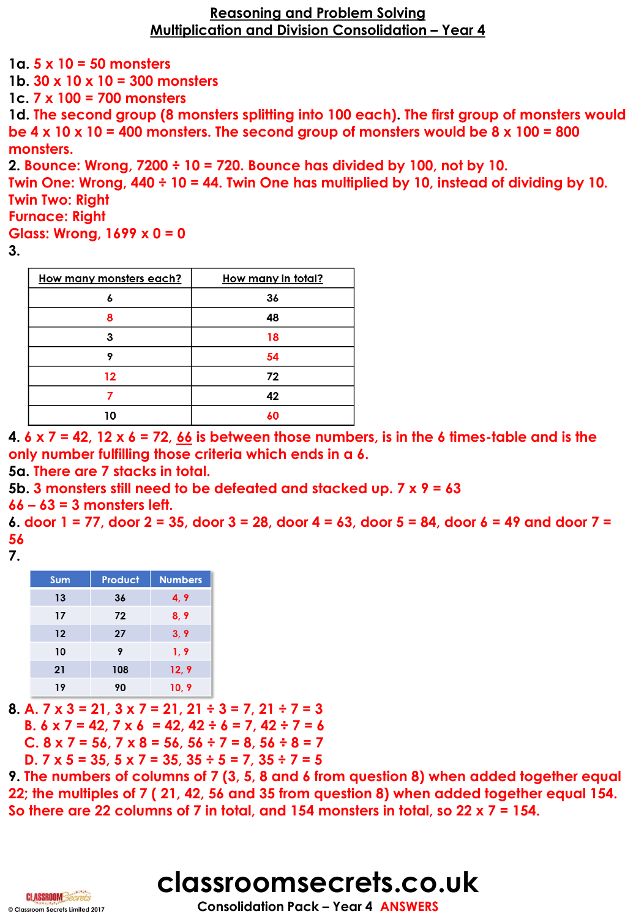# Reasoning and Problem Solving
## Multiplication and Division Consolidation – Year 4

**1a.** 5 x 10 = 50 monsters
**1b.** 30 x 10 x 10 = 300 monsters
**1c.** 7 x 100 = 700 monsters
**1d.** The second group (8 monsters splitting into 100 each). The first group of monsters would be 4 x 10 x 10 = 400 monsters. The second group of monsters would be 8 x 100 = 800 monsters.
**2.** Bounce: Wrong, 7200 ÷ 10 = 720. Bounce has divided by 100, not by 10.
Twin One: Wrong, 440 ÷ 10 = 44. Twin One has multiplied by 10, instead of dividing by 10.
Twin Two: Right
Furnace: Right
Glass: Wrong, 1699 x 0 = 0
**3.**

| How many monsters each? | How many in total? |
|---|---|
| 6 | 36 |
| 8 | 48 |
| 3 | 18 |
| 9 | 54 |
| 12 | 72 |
| 7 | 42 |
| 10 | 60 |

**4.** 6 x 7 = 42, 12 x 6 = 72, 66 is between those numbers, is in the 6 times-table and is the only number fulfilling those criteria which ends in a 6.
**5a.** There are 7 stacks in total.
**5b.** 3 monsters still need to be defeated and stacked up. 7 x 9 = 63
66 – 63 = 3 monsters left.
**6.** door 1 = 77, door 2 = 35, door 3 = 28, door 4 = 63, door 5 = 84, door 6 = 49 and door 7 = 56
**7.**

| Sum | Product | Numbers |
|---|---|---|
| 13 | 36 | 4, 9 |
| 17 | 72 | 8, 9 |
| 12 | 27 | 3, 9 |
| 10 | 9 | 1, 9 |
| 21 | 108 | 12, 9 |
| 19 | 90 | 10, 9 |

**8.** A. 7 x 3 = 21, 3 x 7 = 21, 21 ÷ 3 = 7, 21 ÷ 7 = 3
B. 6 x 7 = 42, 7 x 6 = 42, 42 ÷ 6 = 7, 42 ÷ 7 = 6
C. 8 x 7 = 56, 7 x 8 = 56, 56 ÷ 7 = 8, 56 ÷ 8 = 7
D. 7 x 5 = 35, 5 x 7 = 35, 35 ÷ 5 = 7, 35 ÷ 7 = 5
**9.** The numbers of columns of 7 (3, 5, 8 and 6 from question 8) when added together equal 22; the multiples of 7 ( 21, 42, 56 and 35 from question 8) when added together equal 154. So there are 22 columns of 7 in total, and 154 monsters in total, so 22 x 7 = 154.